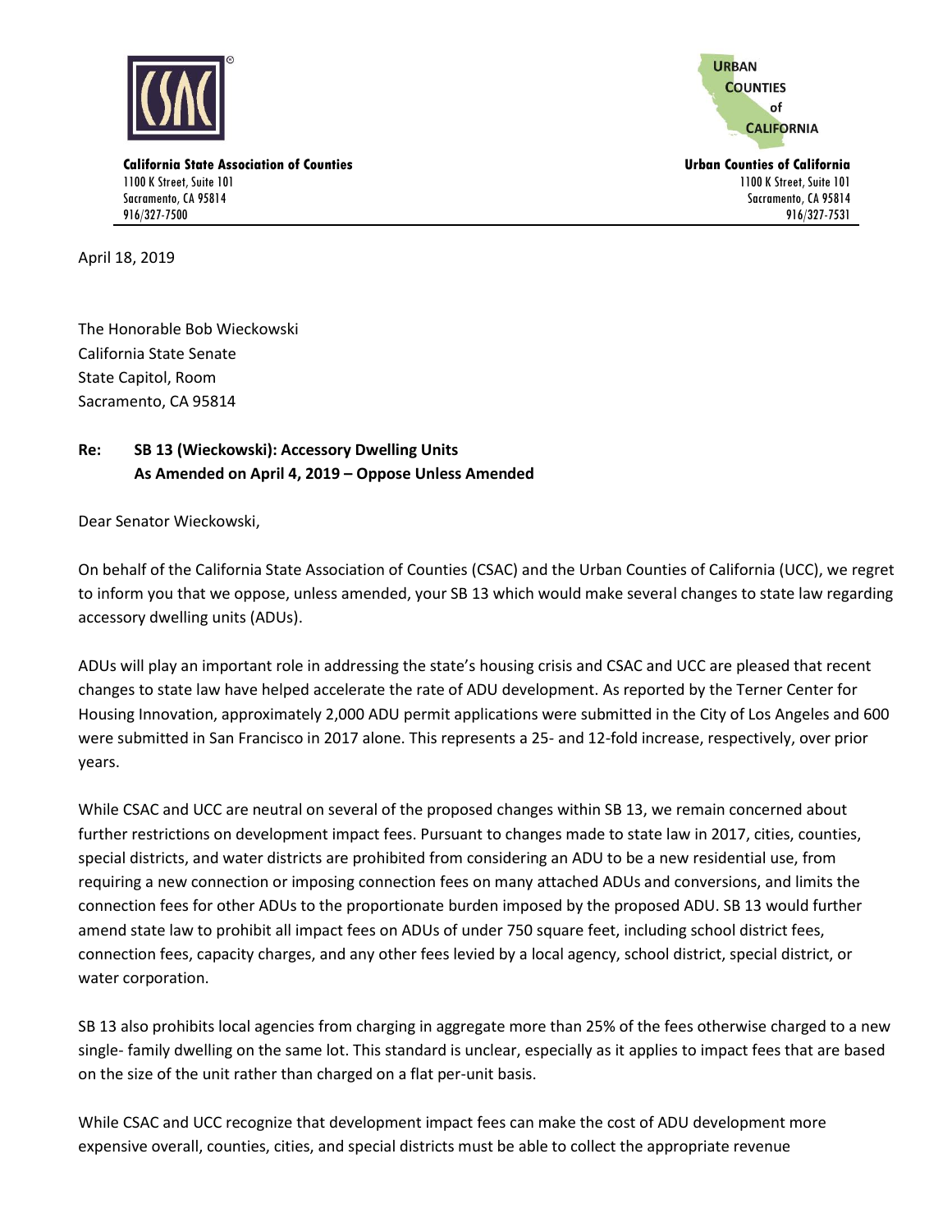**California State Association of Counties**
1100 K Street, Suite 101
Sacramento, CA 95814
916/327-7500

**Urban Counties of California**
1100 K Street, Suite 101
Sacramento, CA 95814
916/327-7531

April 18, 2019

The Honorable Bob Wieckowski
California State Senate
State Capitol, Room
Sacramento, CA 95814

**Re: SB 13 (Wieckowski): Accessory Dwelling Units**
**As Amended on April 4, 2019 – Oppose Unless Amended**

Dear Senator Wieckowski,

On behalf of the California State Association of Counties (CSAC) and the Urban Counties of California (UCC), we regret to inform you that we oppose, unless amended, your SB 13 which would make several changes to state law regarding accessory dwelling units (ADUs).

ADUs will play an important role in addressing the state's housing crisis and CSAC and UCC are pleased that recent changes to state law have helped accelerate the rate of ADU development. As reported by the Terner Center for Housing Innovation, approximately 2,000 ADU permit applications were submitted in the City of Los Angeles and 600 were submitted in San Francisco in 2017 alone. This represents a 25- and 12-fold increase, respectively, over prior years.

While CSAC and UCC are neutral on several of the proposed changes within SB 13, we remain concerned about further restrictions on development impact fees. Pursuant to changes made to state law in 2017, cities, counties, special districts, and water districts are prohibited from considering an ADU to be a new residential use, from requiring a new connection or imposing connection fees on many attached ADUs and conversions, and limits the connection fees for other ADUs to the proportionate burden imposed by the proposed ADU. SB 13 would further amend state law to prohibit all impact fees on ADUs of under 750 square feet, including school district fees, connection fees, capacity charges, and any other fees levied by a local agency, school district, special district, or water corporation.

SB 13 also prohibits local agencies from charging in aggregate more than 25% of the fees otherwise charged to a new single- family dwelling on the same lot. This standard is unclear, especially as it applies to impact fees that are based on the size of the unit rather than charged on a flat per-unit basis.

While CSAC and UCC recognize that development impact fees can make the cost of ADU development more expensive overall, counties, cities, and special districts must be able to collect the appropriate revenue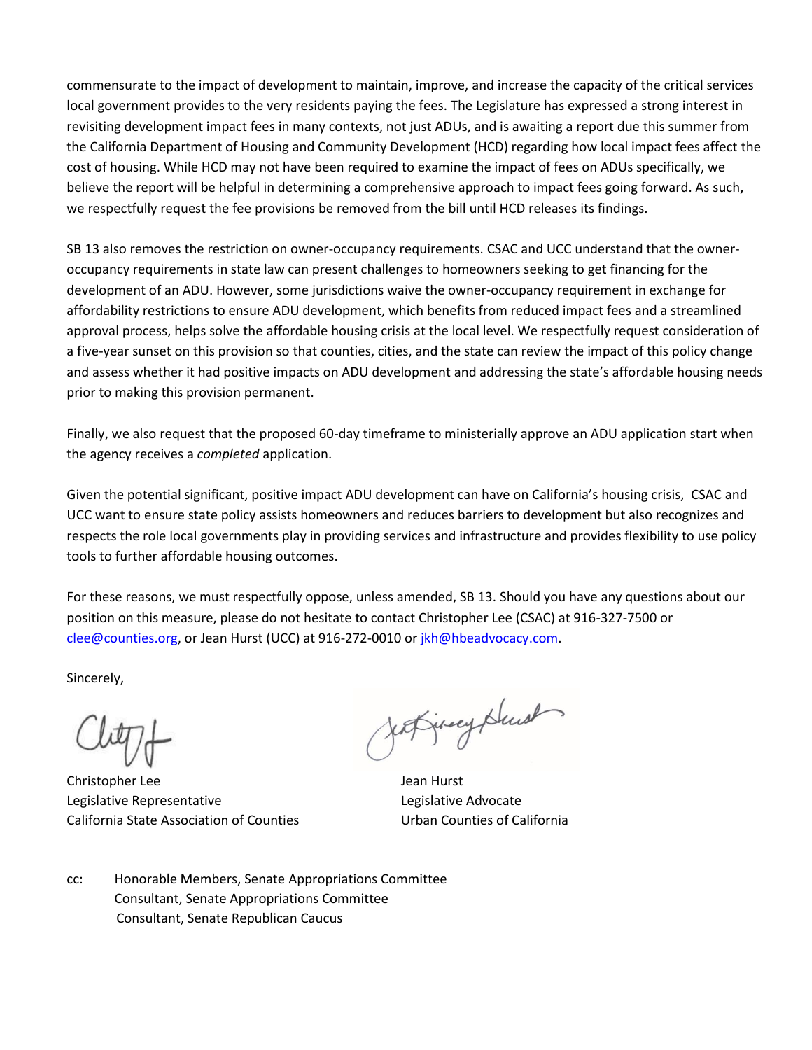commensurate to the impact of development to maintain, improve, and increase the capacity of the critical services local government provides to the very residents paying the fees. The Legislature has expressed a strong interest in revisiting development impact fees in many contexts, not just ADUs, and is awaiting a report due this summer from the California Department of Housing and Community Development (HCD) regarding how local impact fees affect the cost of housing. While HCD may not have been required to examine the impact of fees on ADUs specifically, we believe the report will be helpful in determining a comprehensive approach to impact fees going forward. As such, we respectfully request the fee provisions be removed from the bill until HCD releases its findings.

SB 13 also removes the restriction on owner-occupancy requirements. CSAC and UCC understand that the owner-occupancy requirements in state law can present challenges to homeowners seeking to get financing for the development of an ADU. However, some jurisdictions waive the owner-occupancy requirement in exchange for affordability restrictions to ensure ADU development, which benefits from reduced impact fees and a streamlined approval process, helps solve the affordable housing crisis at the local level. We respectfully request consideration of a five-year sunset on this provision so that counties, cities, and the state can review the impact of this policy change and assess whether it had positive impacts on ADU development and addressing the state's affordable housing needs prior to making this provision permanent.

Finally, we also request that the proposed 60-day timeframe to ministerially approve an ADU application start when the agency receives a *completed* application.

Given the potential significant, positive impact ADU development can have on California's housing crisis, CSAC and UCC want to ensure state policy assists homeowners and reduces barriers to development but also recognizes and respects the role local governments play in providing services and infrastructure and provides flexibility to use policy tools to further affordable housing outcomes.

For these reasons, we must respectfully oppose, unless amended, SB 13. Should you have any questions about our position on this measure, please do not hesitate to contact Christopher Lee (CSAC) at 916-327-7500 or clee@counties.org, or Jean Hurst (UCC) at 916-272-0010 or jkh@hbeadvocacy.com.

Sincerely,

Christopher Lee
Legislative Representative
California State Association of Counties

Jean Hurst
Legislative Advocate
Urban Counties of California

cc: Honorable Members, Senate Appropriations Committee
Consultant, Senate Appropriations Committee
Consultant, Senate Republican Caucus